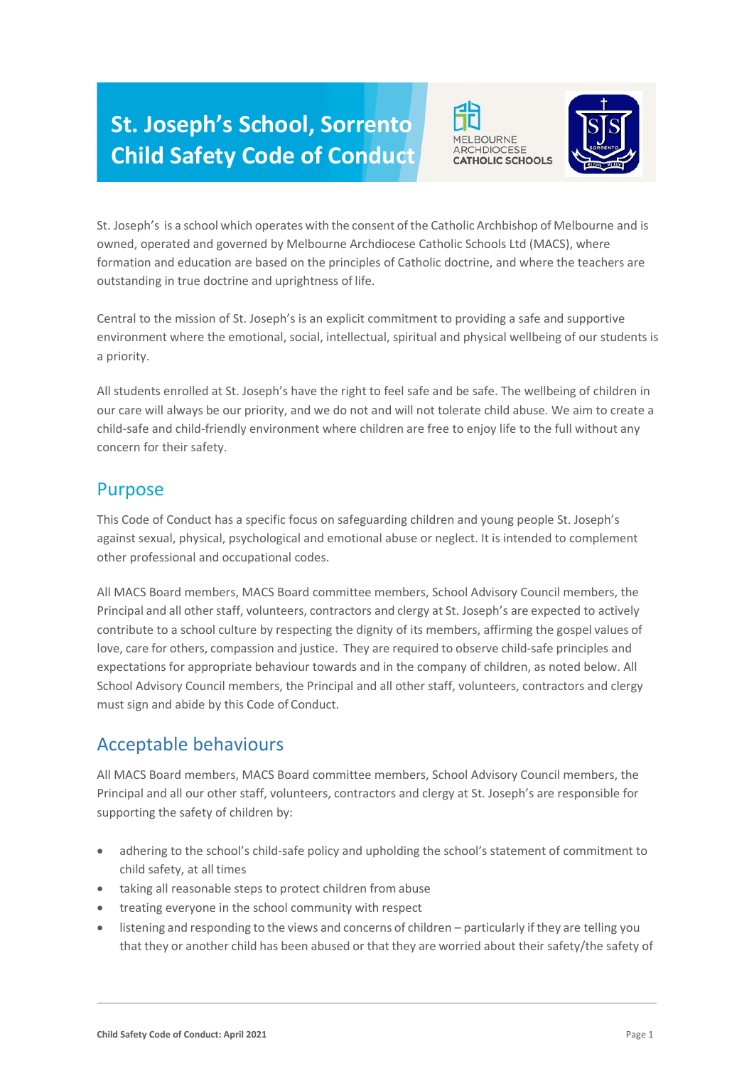# St. Joseph's School, Sorrento Child Safety Code of Conduct

St. Joseph's is a school which operates with the consent of the Catholic Archbishop of Melbourne and is owned, operated and governed by Melbourne Archdiocese Catholic Schools Ltd (MACS), where formation and education are based on the principles of Catholic doctrine, and where the teachers are outstanding in true doctrine and uprightness of life.

Central to the mission of St. Joseph's is an explicit commitment to providing a safe and supportive environment where the emotional, social, intellectual, spiritual and physical wellbeing of our students is a priority.

All students enrolled at St. Joseph's have the right to feel safe and be safe. The wellbeing of children in our care will always be our priority, and we do not and will not tolerate child abuse. We aim to create a child-safe and child-friendly environment where children are free to enjoy life to the full without any concern for their safety.

## Purpose

This Code of Conduct has a specific focus on safeguarding children and young people St. Joseph's against sexual, physical, psychological and emotional abuse or neglect. It is intended to complement other professional and occupational codes.

All MACS Board members, MACS Board committee members, School Advisory Council members, the Principal and all other staff, volunteers, contractors and clergy at St. Joseph's are expected to actively contribute to a school culture by respecting the dignity of its members, affirming the gospel values of love, care for others, compassion and justice. They are required to observe child-safe principles and expectations for appropriate behaviour towards and in the company of children, as noted below. All School Advisory Council members, the Principal and all other staff, volunteers, contractors and clergy must sign and abide by this Code of Conduct.

## Acceptable behaviours

All MACS Board members, MACS Board committee members, School Advisory Council members, the Principal and all our other staff, volunteers, contractors and clergy at St. Joseph's are responsible for supporting the safety of children by:

- adhering to the school's child-safe policy and upholding the school's statement of commitment to child safety, at all times
- taking all reasonable steps to protect children from abuse
- treating everyone in the school community with respect
- listening and responding to the views and concerns of children – particularly if they are telling you that they or another child has been abused or that they are worried about their safety/the safety of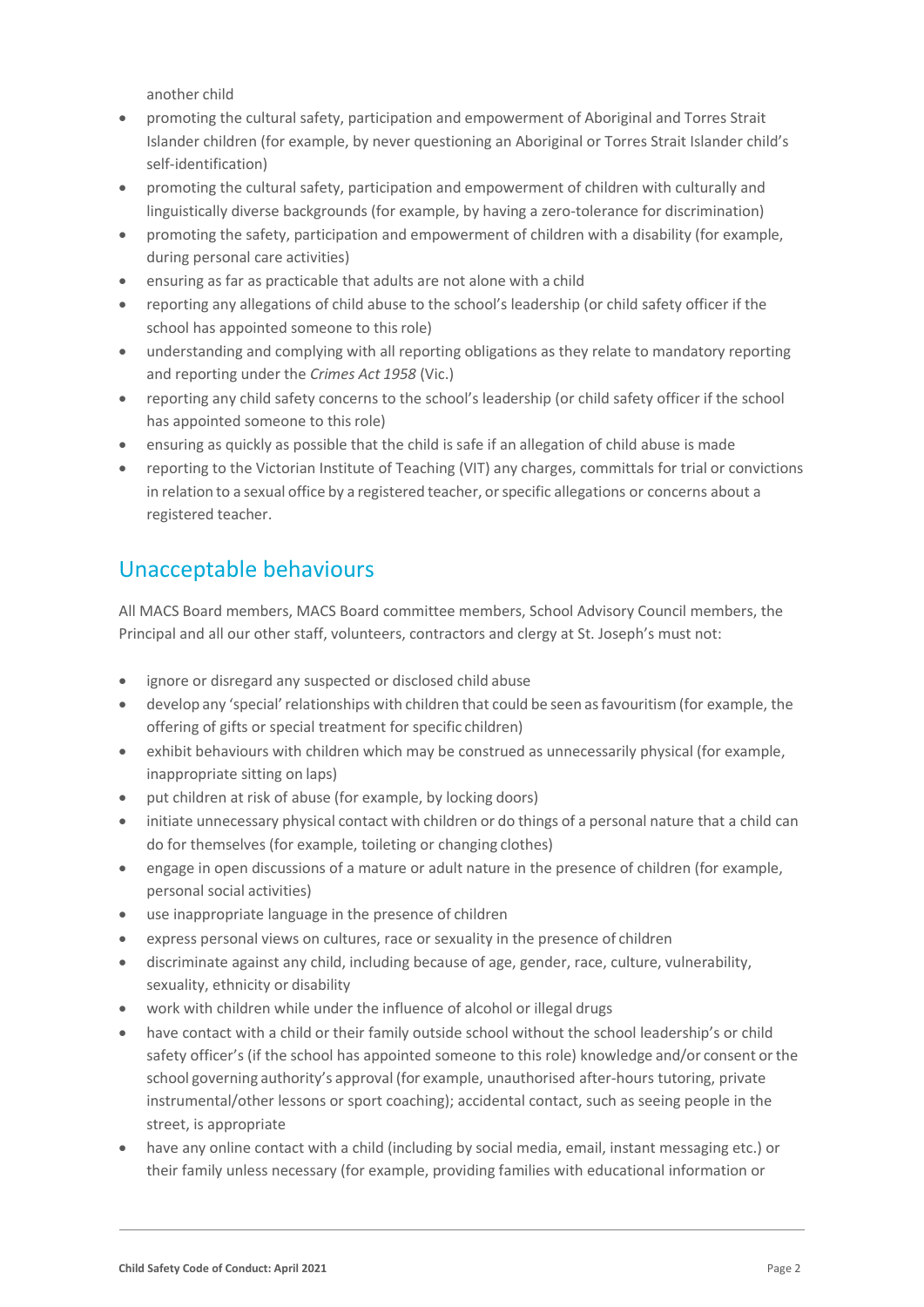another child

- promoting the cultural safety, participation and empowerment of Aboriginal and Torres Strait Islander children (for example, by never questioning an Aboriginal or Torres Strait Islander child's self-identification)
- promoting the cultural safety, participation and empowerment of children with culturally and linguistically diverse backgrounds (for example, by having a zero-tolerance for discrimination)
- promoting the safety, participation and empowerment of children with a disability (for example, during personal care activities)
- ensuring as far as practicable that adults are not alone with a child
- reporting any allegations of child abuse to the school's leadership (or child safety officer if the school has appointed someone to this role)
- understanding and complying with all reporting obligations as they relate to mandatory reporting and reporting under the *Crimes Act 1958* (Vic.)
- reporting any child safety concerns to the school's leadership (or child safety officer if the school has appointed someone to this role)
- ensuring as quickly as possible that the child is safe if an allegation of child abuse is made
- reporting to the Victorian Institute of Teaching (VIT) any charges, committals for trial or convictions in relation to a sexual office by a registered teacher, or specific allegations or concerns about a registered teacher.

## Unacceptable behaviours

All MACS Board members, MACS Board committee members, School Advisory Council members, the Principal and all our other staff, volunteers, contractors and clergy at St. Joseph's must not:

- ignore or disregard any suspected or disclosed child abuse
- develop any 'special' relationships with children that could be seen as favouritism (for example, the offering of gifts or special treatment for specific children)
- exhibit behaviours with children which may be construed as unnecessarily physical (for example, inappropriate sitting on laps)
- put children at risk of abuse (for example, by locking doors)
- initiate unnecessary physical contact with children or do things of a personal nature that a child can do for themselves (for example, toileting or changing clothes)
- engage in open discussions of a mature or adult nature in the presence of children (for example, personal social activities)
- use inappropriate language in the presence of children
- express personal views on cultures, race or sexuality in the presence of children
- discriminate against any child, including because of age, gender, race, culture, vulnerability, sexuality, ethnicity or disability
- work with children while under the influence of alcohol or illegal drugs
- have contact with a child or their family outside school without the school leadership's or child safety officer's (if the school has appointed someone to this role) knowledge and/or consent or the school governing authority's approval (for example, unauthorised after-hours tutoring, private instrumental/other lessons or sport coaching); accidental contact, such as seeing people in the street, is appropriate
- have any online contact with a child (including by social media, email, instant messaging etc.) or their family unless necessary (for example, providing families with educational information or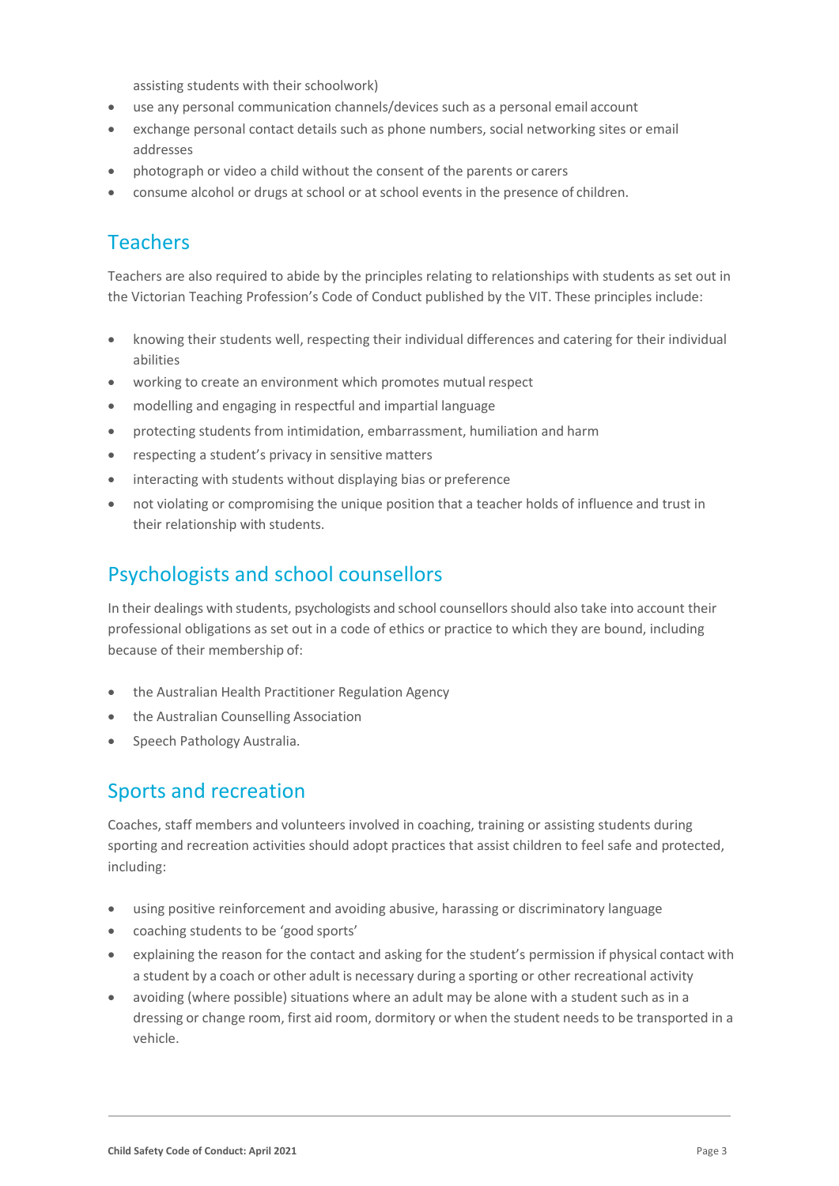assisting students with their schoolwork)

- use any personal communication channels/devices such as a personal email account
- exchange personal contact details such as phone numbers, social networking sites or email addresses
- photograph or video a child without the consent of the parents or carers
- consume alcohol or drugs at school or at school events in the presence of children.

## Teachers

Teachers are also required to abide by the principles relating to relationships with students as set out in the Victorian Teaching Profession's Code of Conduct published by the VIT. These principles include:

- knowing their students well, respecting their individual differences and catering for their individual abilities
- working to create an environment which promotes mutual respect
- modelling and engaging in respectful and impartial language
- protecting students from intimidation, embarrassment, humiliation and harm
- respecting a student's privacy in sensitive matters
- interacting with students without displaying bias or preference
- not violating or compromising the unique position that a teacher holds of influence and trust in their relationship with students.

## Psychologists and school counsellors

In their dealings with students, psychologists and school counsellors should also take into account their professional obligations as set out in a code of ethics or practice to which they are bound, including because of their membership of:

- the Australian Health Practitioner Regulation Agency
- the Australian Counselling Association
- Speech Pathology Australia.

## Sports and recreation

Coaches, staff members and volunteers involved in coaching, training or assisting students during sporting and recreation activities should adopt practices that assist children to feel safe and protected, including:

- using positive reinforcement and avoiding abusive, harassing or discriminatory language
- coaching students to be 'good sports'
- explaining the reason for the contact and asking for the student's permission if physical contact with a student by a coach or other adult is necessary during a sporting or other recreational activity
- avoiding (where possible) situations where an adult may be alone with a student such as in a dressing or change room, first aid room, dormitory or when the student needs to be transported in a vehicle.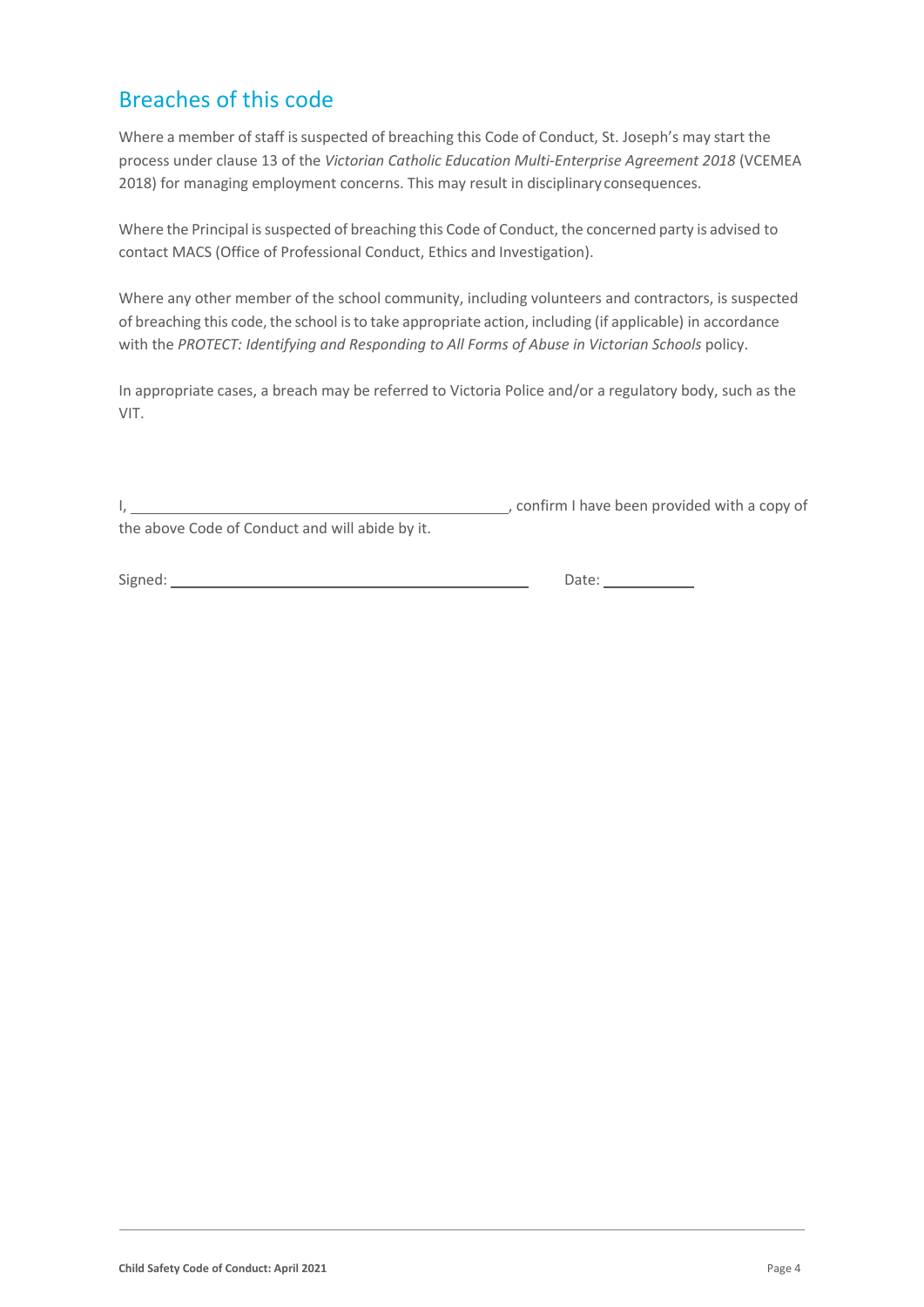## Breaches of this code

Where a member of staff is suspected of breaching this Code of Conduct, St. Joseph's may start the process under clause 13 of the *Victorian Catholic Education Multi-Enterprise Agreement 2018* (VCEMEA 2018) for managing employment concerns. This may result in disciplinary consequences.

Where the Principal is suspected of breaching this Code of Conduct, the concerned party is advised to contact MACS (Office of Professional Conduct, Ethics and Investigation).

Where any other member of the school community, including volunteers and contractors, is suspected of breaching this code, the school is to take appropriate action, including (if applicable) in accordance with the *PROTECT: Identifying and Responding to All Forms of Abuse in Victorian Schools* policy.

In appropriate cases, a breach may be referred to Victoria Police and/or a regulatory body, such as the VIT.

I, ________________________________________________, confirm I have been provided with a copy of the above Code of Conduct and will abide by it.

Signed: ____________________________________________ Date: ___________